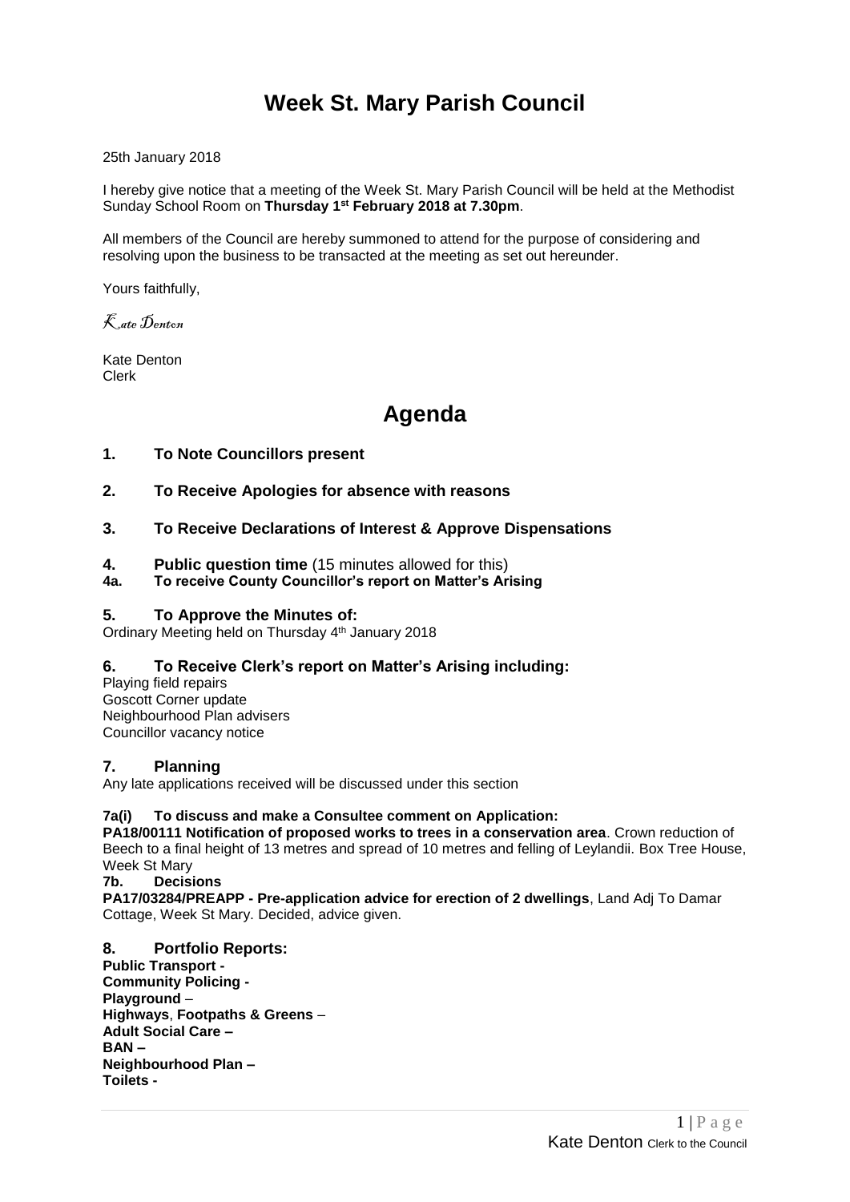# Week St. Mary Parish Council

25th January 2018

I hereby give notice that a meeting of the Week St. Mary Parish Council will be held at the Methodist Sunday School Room on **Thursday 1st February 2018 at 7.30pm**.

All members of the Council are hereby summoned to attend for the purpose of considering and resolving upon the business to be transacted at the meeting as set out hereunder.

Yours faithfully,

*Kate Denton*

Kate Denton
Clerk

# Agenda

### 1. To Note Councillors present

### 2. To Receive Apologies for absence with reasons

### 3. To Receive Declarations of Interest & Approve Dispensations

### 4. Public question time (15 minutes allowed for this)

**4a. To receive County Councillor's report on Matter's Arising**

### 5. To Approve the Minutes of:

Ordinary Meeting held on Thursday 4th January 2018

### 6. To Receive Clerk's report on Matter's Arising including:

Playing field repairs
Goscott Corner update
Neighbourhood Plan advisers
Councillor vacancy notice

### 7. Planning

Any late applications received will be discussed under this section

**7a(i) To discuss and make a Consultee comment on Application:**

**PA18/00111 Notification of proposed works to trees in a conservation area**. Crown reduction of Beech to a final height of 13 metres and spread of 10 metres and felling of Leylandii. Box Tree House, Week St Mary

**7b. Decisions**

**PA17/03284/PREAPP - Pre-application advice for erection of 2 dwellings**, Land Adj To Damar Cottage, Week St Mary. Decided, advice given.

### 8. Portfolio Reports:

**Public Transport -**
**Community Policing -**
**Playground** –
**Highways**, **Footpaths & Greens** –
**Adult Social Care –**
**BAN –**
**Neighbourhood Plan –**
**Toilets -**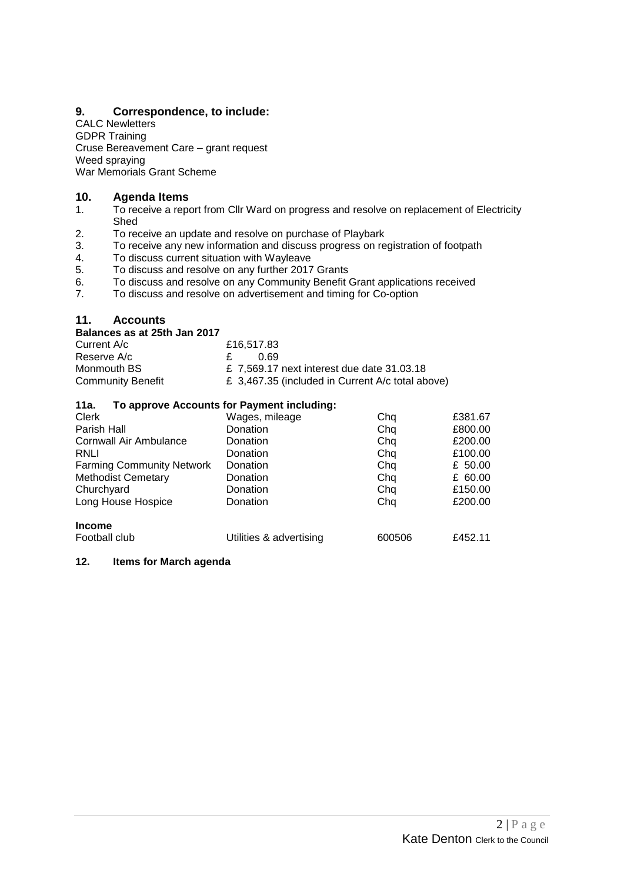## 9. Correspondence, to include:

CALC Newletters
GDPR Training
Cruse Bereavement Care – grant request
Weed spraying
War Memorials Grant Scheme

## 10. Agenda Items

1. To receive a report from Cllr Ward on progress and resolve on replacement of Electricity Shed
2. To receive an update and resolve on purchase of Playbark
3. To receive any new information and discuss progress on registration of footpath
4. To discuss current situation with Wayleave
5. To discuss and resolve on any further 2017 Grants
6. To discuss and resolve on any Community Benefit Grant applications received
7. To discuss and resolve on advertisement and timing for Co-option

## 11. Accounts

**Balances as at 25th Jan 2017**

| | |
|---|---|
| Current A/c | £16,517.83 |
| Reserve A/c | £ 0.69 |
| Monmouth BS | £ 7,569.17 next interest due date 31.03.18 |
| Community Benefit | £ 3,467.35 (included in Current A/c total above) |

### 11a. To approve Accounts for Payment including:

| | | | |
|---|---|---|---|
| Clerk | Wages, mileage | Chq | £381.67 |
| Parish Hall | Donation | Chq | £800.00 |
| Cornwall Air Ambulance | Donation | Chq | £200.00 |
| RNLI | Donation | Chq | £100.00 |
| Farming Community Network | Donation | Chq | £ 50.00 |
| Methodist Cemetary | Donation | Chq | £ 60.00 |
| Churchyard | Donation | Chq | £150.00 |
| Long House Hospice | Donation | Chq | £200.00 |

**Income**

| | | | |
|---|---|---|---|
| Football club | Utilities & advertising | 600506 | £452.11 |

## 12. Items for March agenda

Kate Denton Clerk to the Council